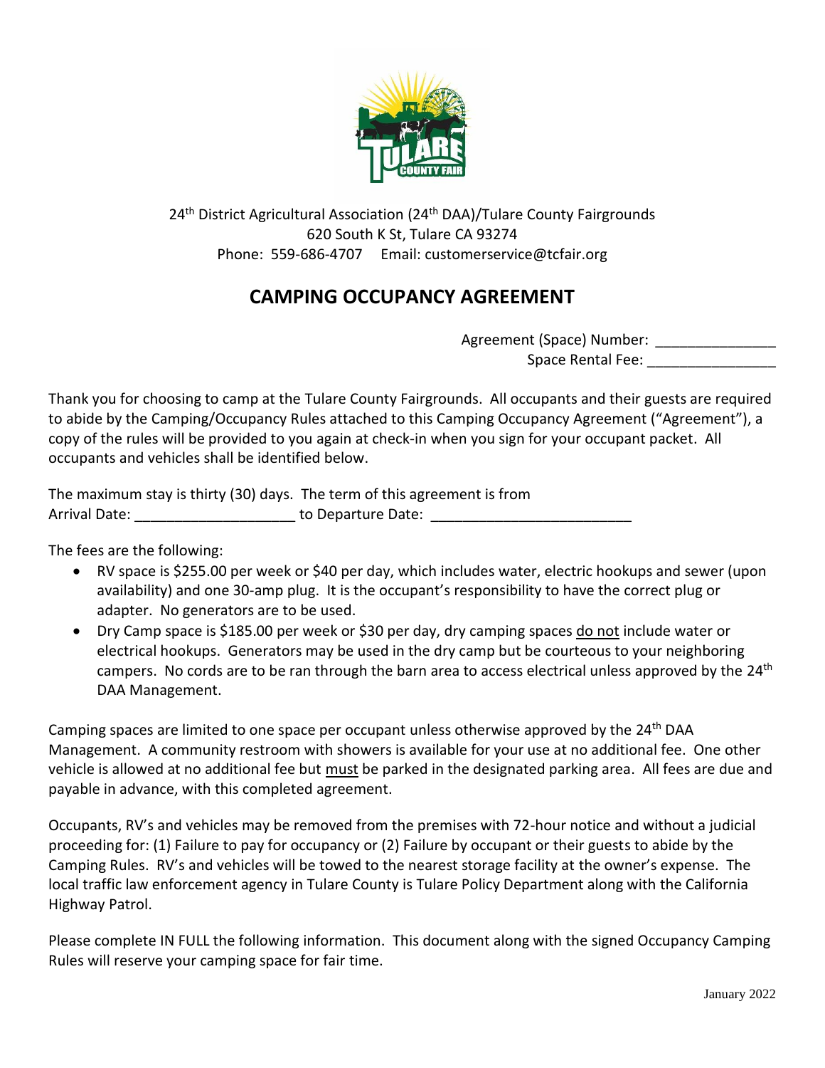24th District Agricultural Association (24th DAA)/Tulare County Fairgrounds
620 South K St, Tulare CA 93274
Phone: 559-686-4707 Email: customerservice@tcfair.org

# CAMPING OCCUPANCY AGREEMENT

Agreement (Space) Number: _______________
Space Rental Fee: ________________

Thank you for choosing to camp at the Tulare County Fairgrounds. All occupants and their guests are required to abide by the Camping/Occupancy Rules attached to this Camping Occupancy Agreement ("Agreement"), a copy of the rules will be provided to you again at check-in when you sign for your occupant packet. All occupants and vehicles shall be identified below.

The maximum stay is thirty (30) days. The term of this agreement is from
Arrival Date: ____________________ to Departure Date: _________________________

The fees are the following:

- RV space is $255.00 per week or $40 per day, which includes water, electric hookups and sewer (upon availability) and one 30-amp plug. It is the occupant's responsibility to have the correct plug or adapter. No generators are to be used.
- Dry Camp space is $185.00 per week or $30 per day, dry camping spaces do not include water or electrical hookups. Generators may be used in the dry camp but be courteous to your neighboring campers. No cords are to be ran through the barn area to access electrical unless approved by the 24th DAA Management.

Camping spaces are limited to one space per occupant unless otherwise approved by the 24th DAA Management. A community restroom with showers is available for your use at no additional fee. One other vehicle is allowed at no additional fee but must be parked in the designated parking area. All fees are due and payable in advance, with this completed agreement.

Occupants, RV's and vehicles may be removed from the premises with 72-hour notice and without a judicial proceeding for: (1) Failure to pay for occupancy or (2) Failure by occupant or their guests to abide by the Camping Rules. RV's and vehicles will be towed to the nearest storage facility at the owner's expense. The local traffic law enforcement agency in Tulare County is Tulare Policy Department along with the California Highway Patrol.

Please complete IN FULL the following information. This document along with the signed Occupancy Camping Rules will reserve your camping space for fair time.

January 2022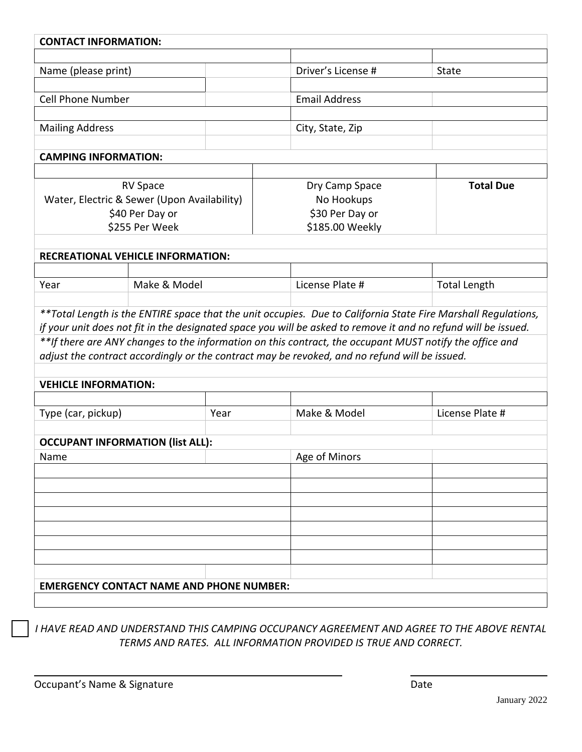**CONTACT INFORMATION:**

| | | | |
|---|---|---|---|
| Name (please print) | | Driver's License # | State |
| Cell Phone Number | | Email Address | |
| Mailing Address | | City, State, Zip | |

**CAMPING INFORMATION:**

| RV Space | Dry Camp Space | **Total Due** |
|---|---|---|
| Water, Electric & Sewer (Upon Availability)<br>$40 Per Day or<br>$255 Per Week | No Hookups<br>$30 Per Day or<br>$185.00 Weekly | |

**RECREATIONAL VEHICLE INFORMATION:**

| Year | Make & Model | License Plate # | Total Length |
|---|---|---|---|
| | | | |

*\*\*Total Length is the ENTIRE space that the unit occupies. Due to California State Fire Marshall Regulations, if your unit does not fit in the designated space you will be asked to remove it and no refund will be issued.*

*\*\*If there are ANY changes to the information on this contract, the occupant MUST notify the office and adjust the contract accordingly or the contract may be revoked, and no refund will be issued.*

**VEHICLE INFORMATION:**

| Type (car, pickup) | Year | Make & Model | License Plate # |
|---|---|---|---|
| | | | |

**OCCUPANT INFORMATION (list ALL):**

| Name | Age of Minors | |
|---|---|---|
| | | |
| | | |
| | | |
| | | |
| | | |
| | | |
| | | |

**EMERGENCY CONTACT NAME AND PHONE NUMBER:**

☐ *I HAVE READ AND UNDERSTAND THIS CAMPING OCCUPANCY AGREEMENT AND AGREE TO THE ABOVE RENTAL TERMS AND RATES. ALL INFORMATION PROVIDED IS TRUE AND CORRECT.*

Occupant's Name & Signature ______________________ Date ____________

January 2022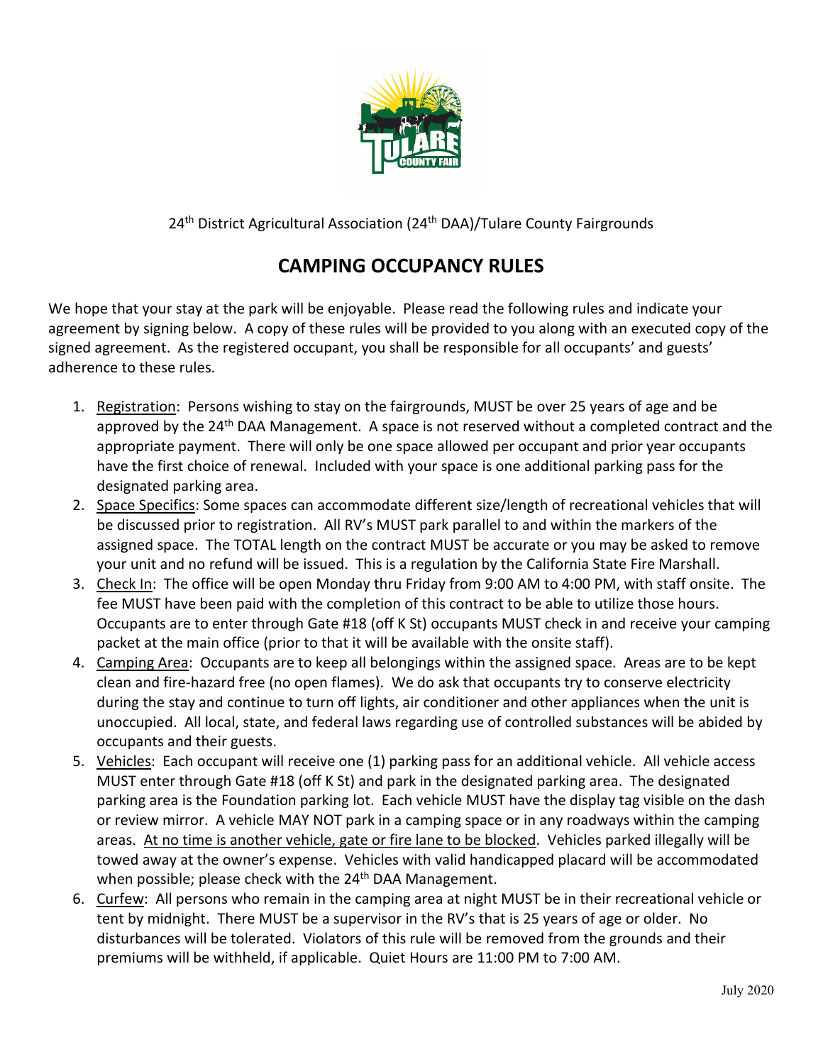24th District Agricultural Association (24th DAA)/Tulare County Fairgrounds

## CAMPING OCCUPANCY RULES

We hope that your stay at the park will be enjoyable. Please read the following rules and indicate your agreement by signing below. A copy of these rules will be provided to you along with an executed copy of the signed agreement. As the registered occupant, you shall be responsible for all occupants' and guests' adherence to these rules.

1. <u>Registration</u>: Persons wishing to stay on the fairgrounds, MUST be over 25 years of age and be approved by the 24th DAA Management. A space is not reserved without a completed contract and the appropriate payment. There will only be one space allowed per occupant and prior year occupants have the first choice of renewal. Included with your space is one additional parking pass for the designated parking area.
2. <u>Space Specifics</u>: Some spaces can accommodate different size/length of recreational vehicles that will be discussed prior to registration. All RV's MUST park parallel to and within the markers of the assigned space. The TOTAL length on the contract MUST be accurate or you may be asked to remove your unit and no refund will be issued. This is a regulation by the California State Fire Marshall.
3. <u>Check In</u>: The office will be open Monday thru Friday from 9:00 AM to 4:00 PM, with staff onsite. The fee MUST have been paid with the completion of this contract to be able to utilize those hours. Occupants are to enter through Gate #18 (off K St) occupants MUST check in and receive your camping packet at the main office (prior to that it will be available with the onsite staff).
4. <u>Camping Area</u>: Occupants are to keep all belongings within the assigned space. Areas are to be kept clean and fire-hazard free (no open flames). We do ask that occupants try to conserve electricity during the stay and continue to turn off lights, air conditioner and other appliances when the unit is unoccupied. All local, state, and federal laws regarding use of controlled substances will be abided by occupants and their guests.
5. <u>Vehicles</u>: Each occupant will receive one (1) parking pass for an additional vehicle. All vehicle access MUST enter through Gate #18 (off K St) and park in the designated parking area. The designated parking area is the Foundation parking lot. Each vehicle MUST have the display tag visible on the dash or review mirror. A vehicle MAY NOT park in a camping space or in any roadways within the camping areas. <u>At no time is another vehicle, gate or fire lane to be blocked</u>. Vehicles parked illegally will be towed away at the owner's expense. Vehicles with valid handicapped placard will be accommodated when possible; please check with the 24th DAA Management.
6. <u>Curfew</u>: All persons who remain in the camping area at night MUST be in their recreational vehicle or tent by midnight. There MUST be a supervisor in the RV's that is 25 years of age or older. No disturbances will be tolerated. Violators of this rule will be removed from the grounds and their premiums will be withheld, if applicable. Quiet Hours are 11:00 PM to 7:00 AM.

July 2020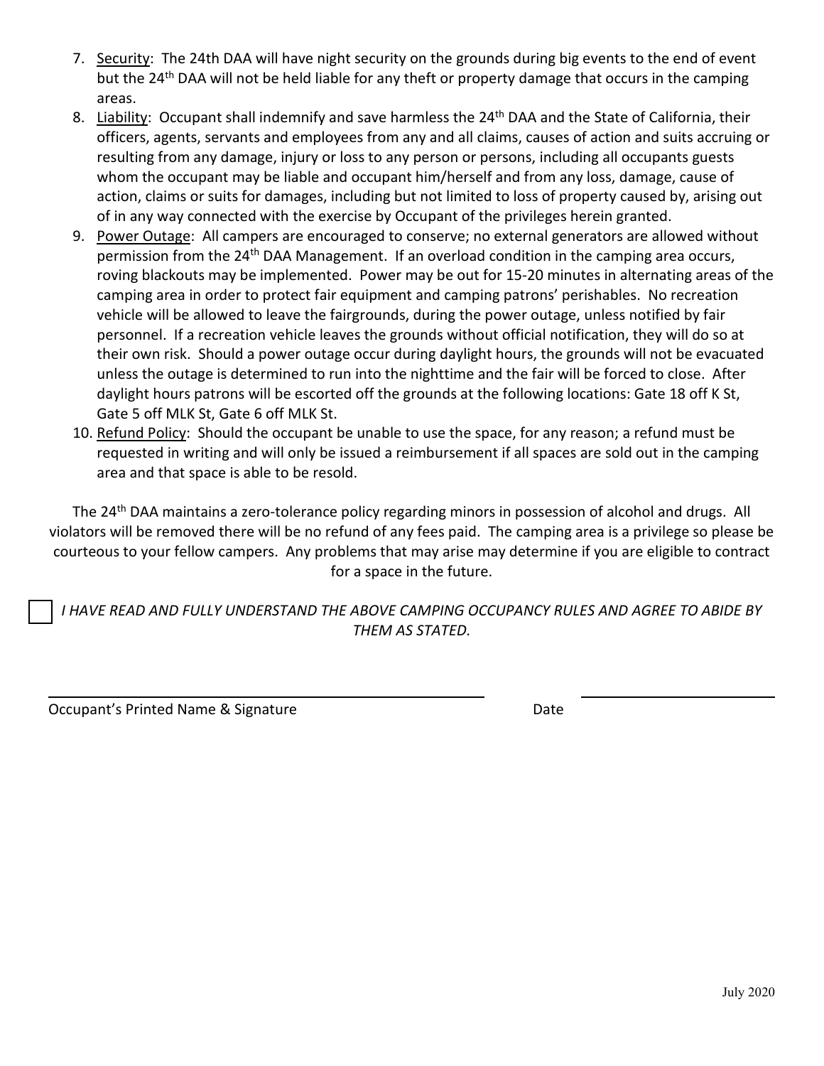7. Security: The 24th DAA will have night security on the grounds during big events to the end of event but the 24th DAA will not be held liable for any theft or property damage that occurs in the camping areas.
8. Liability: Occupant shall indemnify and save harmless the 24th DAA and the State of California, their officers, agents, servants and employees from any and all claims, causes of action and suits accruing or resulting from any damage, injury or loss to any person or persons, including all occupants guests whom the occupant may be liable and occupant him/herself and from any loss, damage, cause of action, claims or suits for damages, including but not limited to loss of property caused by, arising out of in any way connected with the exercise by Occupant of the privileges herein granted.
9. Power Outage: All campers are encouraged to conserve; no external generators are allowed without permission from the 24th DAA Management. If an overload condition in the camping area occurs, roving blackouts may be implemented. Power may be out for 15-20 minutes in alternating areas of the camping area in order to protect fair equipment and camping patrons' perishables. No recreation vehicle will be allowed to leave the fairgrounds, during the power outage, unless notified by fair personnel. If a recreation vehicle leaves the grounds without official notification, they will do so at their own risk. Should a power outage occur during daylight hours, the grounds will not be evacuated unless the outage is determined to run into the nighttime and the fair will be forced to close. After daylight hours patrons will be escorted off the grounds at the following locations: Gate 18 off K St, Gate 5 off MLK St, Gate 6 off MLK St.
10. Refund Policy: Should the occupant be unable to use the space, for any reason; a refund must be requested in writing and will only be issued a reimbursement if all spaces are sold out in the camping area and that space is able to be resold.

The 24th DAA maintains a zero-tolerance policy regarding minors in possession of alcohol and drugs. All violators will be removed there will be no refund of any fees paid. The camping area is a privilege so please be courteous to your fellow campers. Any problems that may arise may determine if you are eligible to contract for a space in the future.

☐ *I HAVE READ AND FULLY UNDERSTAND THE ABOVE CAMPING OCCUPANCY RULES AND AGREE TO ABIDE BY THEM AS STATED.*

\_\_\_\_\_\_\_\_\_\_\_\_\_\_\_\_\_\_\_\_\_\_\_\_\_\_\_\_\_\_\_\_\_\_\_\_\_\_\_\_ \_\_\_\_\_\_\_\_\_\_\_\_\_\_\_\_\_\_\_\_

Occupant's Printed Name & Signature Date

July 2020